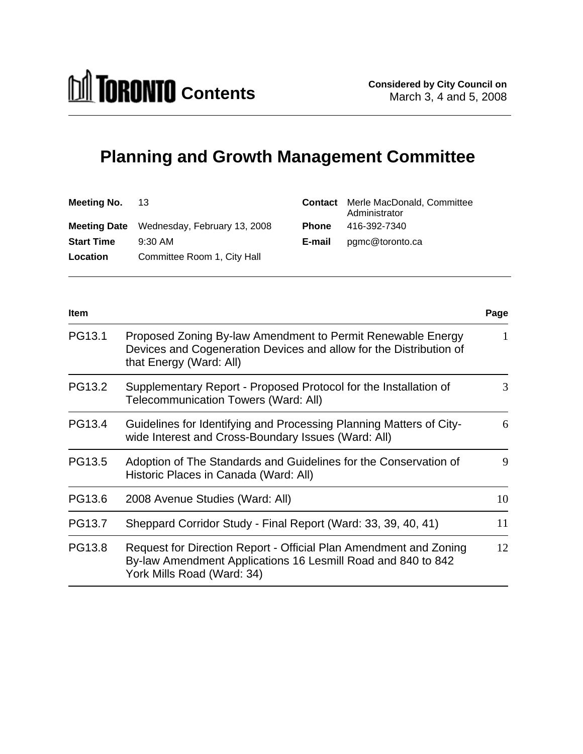# TORONTO Contents

**Considered by City Council on**
March 3, 4 and 5, 2008

## Planning and Growth Management Committee

| | | | |
|---|---|---|---|
| **Meeting No.** | 13 | **Contact** | Merle MacDonald, Committee Administrator |
| **Meeting Date** | Wednesday, February 13, 2008 | **Phone** | 416-392-7340 |
| **Start Time** | 9:30 AM | **E-mail** | pgmc@toronto.ca |
| **Location** | Committee Room 1, City Hall | | |

| Item | | Page |
|---|---|---|
| PG13.1 | Proposed Zoning By-law Amendment to Permit Renewable Energy Devices and Cogeneration Devices and allow for the Distribution of that Energy (Ward: All) | 1 |
| PG13.2 | Supplementary Report - Proposed Protocol for the Installation of Telecommunication Towers (Ward: All) | 3 |
| PG13.4 | Guidelines for Identifying and Processing Planning Matters of City-wide Interest and Cross-Boundary Issues (Ward: All) | 6 |
| PG13.5 | Adoption of The Standards and Guidelines for the Conservation of Historic Places in Canada (Ward: All) | 9 |
| PG13.6 | 2008 Avenue Studies (Ward: All) | 10 |
| PG13.7 | Sheppard Corridor Study - Final Report (Ward: 33, 39, 40, 41) | 11 |
| PG13.8 | Request for Direction Report - Official Plan Amendment and Zoning By-law Amendment Applications 16 Lesmill Road and 840 to 842 York Mills Road (Ward: 34) | 12 |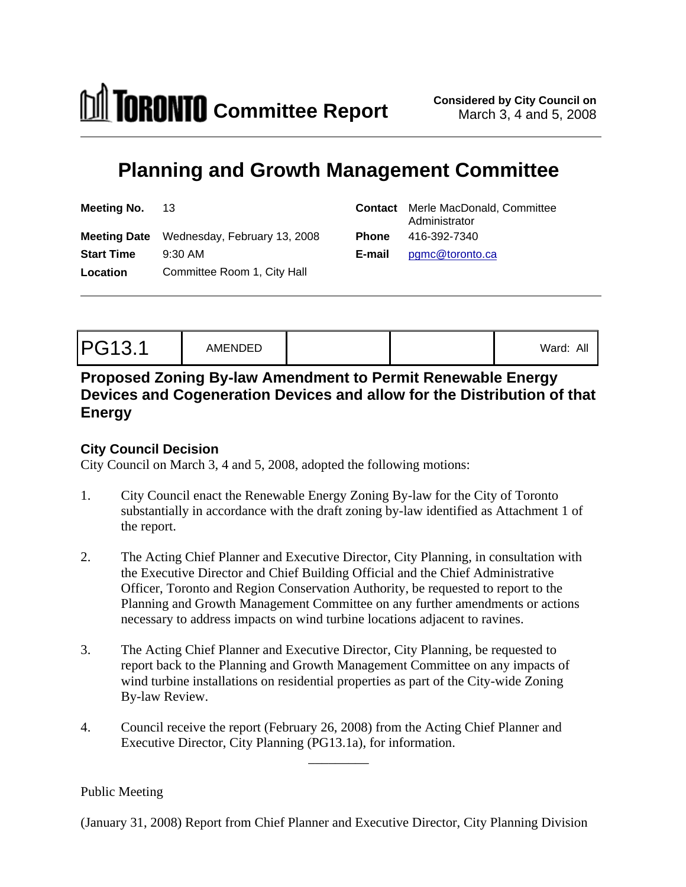# Committee Report

**Considered by City Council on**
March 3, 4 and 5, 2008

## Planning and Growth Management Committee

| | | | |
|---|---|---|---|
| **Meeting No.** | 13 | **Contact** | Merle MacDonald, Committee Administrator |
| **Meeting Date** | Wednesday, February 13, 2008 | **Phone** | 416-392-7340 |
| **Start Time** | 9:30 AM | **E-mail** | pgmc@toronto.ca |
| **Location** | Committee Room 1, City Hall | | |

| PG13.1 | AMENDED | | | Ward: All |
|---|---|---|---|---|

### Proposed Zoning By-law Amendment to Permit Renewable Energy Devices and Cogeneration Devices and allow for the Distribution of that Energy

### City Council Decision

City Council on March 3, 4 and 5, 2008, adopted the following motions:

1. City Council enact the Renewable Energy Zoning By-law for the City of Toronto substantially in accordance with the draft zoning by-law identified as Attachment 1 of the report.

2. The Acting Chief Planner and Executive Director, City Planning, in consultation with the Executive Director and Chief Building Official and the Chief Administrative Officer, Toronto and Region Conservation Authority, be requested to report to the Planning and Growth Management Committee on any further amendments or actions necessary to address impacts on wind turbine locations adjacent to ravines.

3. The Acting Chief Planner and Executive Director, City Planning, be requested to report back to the Planning and Growth Management Committee on any impacts of wind turbine installations on residential properties as part of the City-wide Zoning By-law Review.

4. Council receive the report (February 26, 2008) from the Acting Chief Planner and Executive Director, City Planning (PG13.1a), for information.

---

Public Meeting

(January 31, 2008) Report from Chief Planner and Executive Director, City Planning Division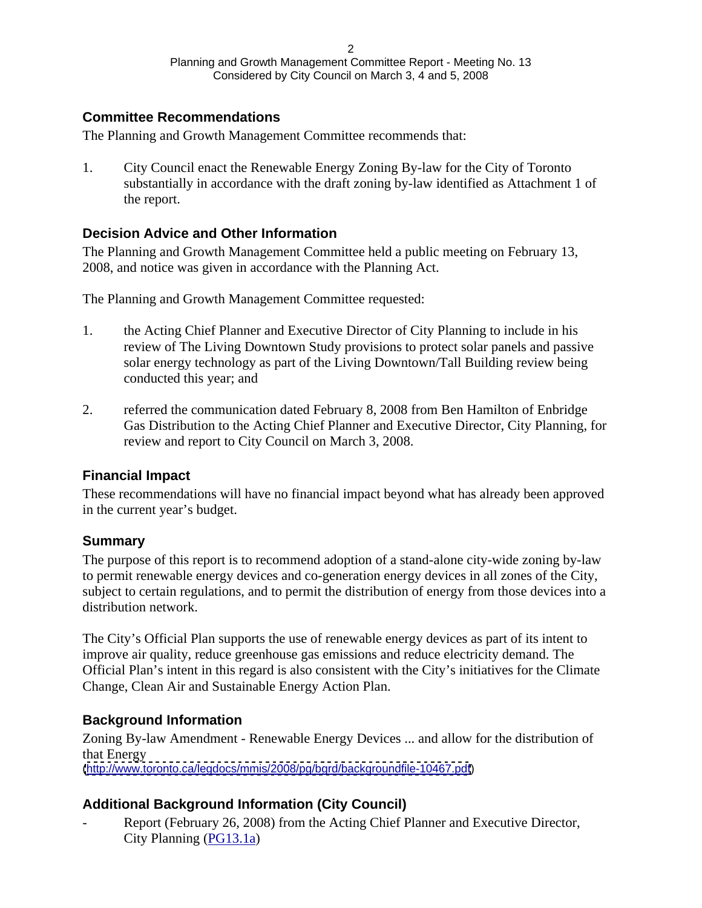## Committee Recommendations

The Planning and Growth Management Committee recommends that:

1. City Council enact the Renewable Energy Zoning By-law for the City of Toronto substantially in accordance with the draft zoning by-law identified as Attachment 1 of the report.

## Decision Advice and Other Information

The Planning and Growth Management Committee held a public meeting on February 13, 2008, and notice was given in accordance with the Planning Act.

The Planning and Growth Management Committee requested:

1. the Acting Chief Planner and Executive Director of City Planning to include in his review of The Living Downtown Study provisions to protect solar panels and passive solar energy technology as part of the Living Downtown/Tall Building review being conducted this year; and

2. referred the communication dated February 8, 2008 from Ben Hamilton of Enbridge Gas Distribution to the Acting Chief Planner and Executive Director, City Planning, for review and report to City Council on March 3, 2008.

## Financial Impact

These recommendations will have no financial impact beyond what has already been approved in the current year's budget.

## Summary

The purpose of this report is to recommend adoption of a stand-alone city-wide zoning by-law to permit renewable energy devices and co-generation energy devices in all zones of the City, subject to certain regulations, and to permit the distribution of energy from those devices into a distribution network.

The City's Official Plan supports the use of renewable energy devices as part of its intent to improve air quality, reduce greenhouse gas emissions and reduce electricity demand. The Official Plan's intent in this regard is also consistent with the City's initiatives for the Climate Change, Clean Air and Sustainable Energy Action Plan.

## Background Information

Zoning By-law Amendment - Renewable Energy Devices ... and allow for the distribution of that Energy
(http://www.toronto.ca/legdocs/mmis/2008/pg/bgrd/backgroundfile-10467.pdf)

## Additional Background Information (City Council)

- Report (February 26, 2008) from the Acting Chief Planner and Executive Director, City Planning (PG13.1a)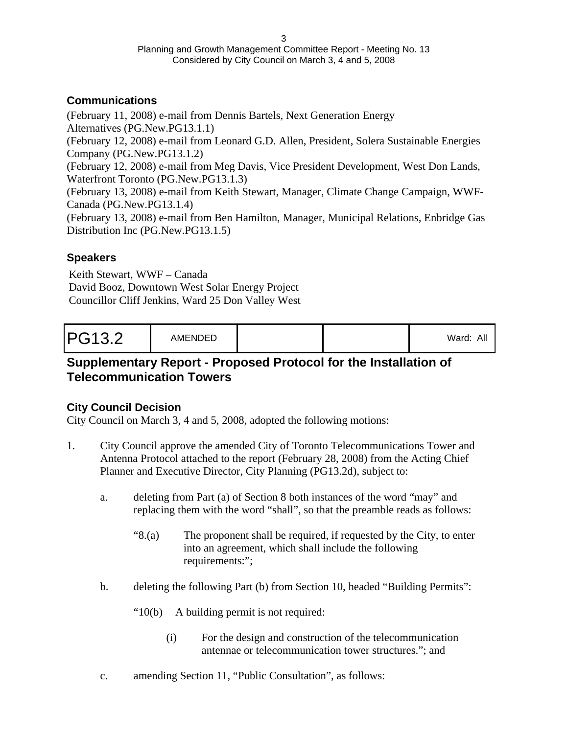### Communications

(February 11, 2008) e-mail from Dennis Bartels, Next Generation Energy Alternatives (PG.New.PG13.1.1)
(February 12, 2008) e-mail from Leonard G.D. Allen, President, Solera Sustainable Energies Company (PG.New.PG13.1.2)
(February 12, 2008) e-mail from Meg Davis, Vice President Development, West Don Lands, Waterfront Toronto (PG.New.PG13.1.3)
(February 13, 2008) e-mail from Keith Stewart, Manager, Climate Change Campaign, WWF-Canada (PG.New.PG13.1.4)
(February 13, 2008) e-mail from Ben Hamilton, Manager, Municipal Relations, Enbridge Gas Distribution Inc (PG.New.PG13.1.5)

### Speakers

Keith Stewart, WWF – Canada
David Booz, Downtown West Solar Energy Project
Councillor Cliff Jenkins, Ward 25 Don Valley West

| PG13.2 | AMENDED | | | Ward: All |
|---|---|---|---|---|

## Supplementary Report - Proposed Protocol for the Installation of Telecommunication Towers

### City Council Decision

City Council on March 3, 4 and 5, 2008, adopted the following motions:

1. City Council approve the amended City of Toronto Telecommunications Tower and Antenna Protocol attached to the report (February 28, 2008) from the Acting Chief Planner and Executive Director, City Planning (PG13.2d), subject to:

   a. deleting from Part (a) of Section 8 both instances of the word "may" and replacing them with the word "shall", so that the preamble reads as follows:

      "8.(a) The proponent shall be required, if requested by the City, to enter into an agreement, which shall include the following requirements:";

   b. deleting the following Part (b) from Section 10, headed "Building Permits":

      "10(b) A building permit is not required:

      (i) For the design and construction of the telecommunication antennae or telecommunication tower structures."; and

   c. amending Section 11, "Public Consultation", as follows: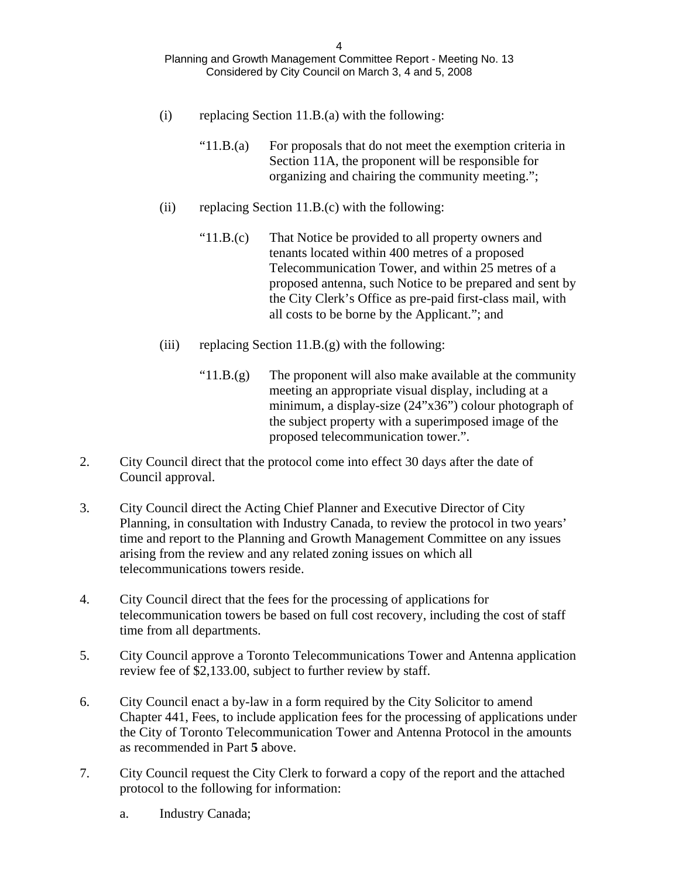(i) replacing Section 11.B.(a) with the following:

> "11.B.(a) For proposals that do not meet the exemption criteria in Section 11A, the proponent will be responsible for organizing and chairing the community meeting.";

(ii) replacing Section 11.B.(c) with the following:

> "11.B.(c) That Notice be provided to all property owners and tenants located within 400 metres of a proposed Telecommunication Tower, and within 25 metres of a proposed antenna, such Notice to be prepared and sent by the City Clerk's Office as pre-paid first-class mail, with all costs to be borne by the Applicant."; and

(iii) replacing Section 11.B.(g) with the following:

> "11.B.(g) The proponent will also make available at the community meeting an appropriate visual display, including at a minimum, a display-size (24"x36") colour photograph of the subject property with a superimposed image of the proposed telecommunication tower.".

2. City Council direct that the protocol come into effect 30 days after the date of Council approval.

3. City Council direct the Acting Chief Planner and Executive Director of City Planning, in consultation with Industry Canada, to review the protocol in two years' time and report to the Planning and Growth Management Committee on any issues arising from the review and any related zoning issues on which all telecommunications towers reside.

4. City Council direct that the fees for the processing of applications for telecommunication towers be based on full cost recovery, including the cost of staff time from all departments.

5. City Council approve a Toronto Telecommunications Tower and Antenna application review fee of $2,133.00, subject to further review by staff.

6. City Council enact a by-law in a form required by the City Solicitor to amend Chapter 441, Fees, to include application fees for the processing of applications under the City of Toronto Telecommunication Tower and Antenna Protocol in the amounts as recommended in Part **5** above.

7. City Council request the City Clerk to forward a copy of the report and the attached protocol to the following for information:

   a. Industry Canada;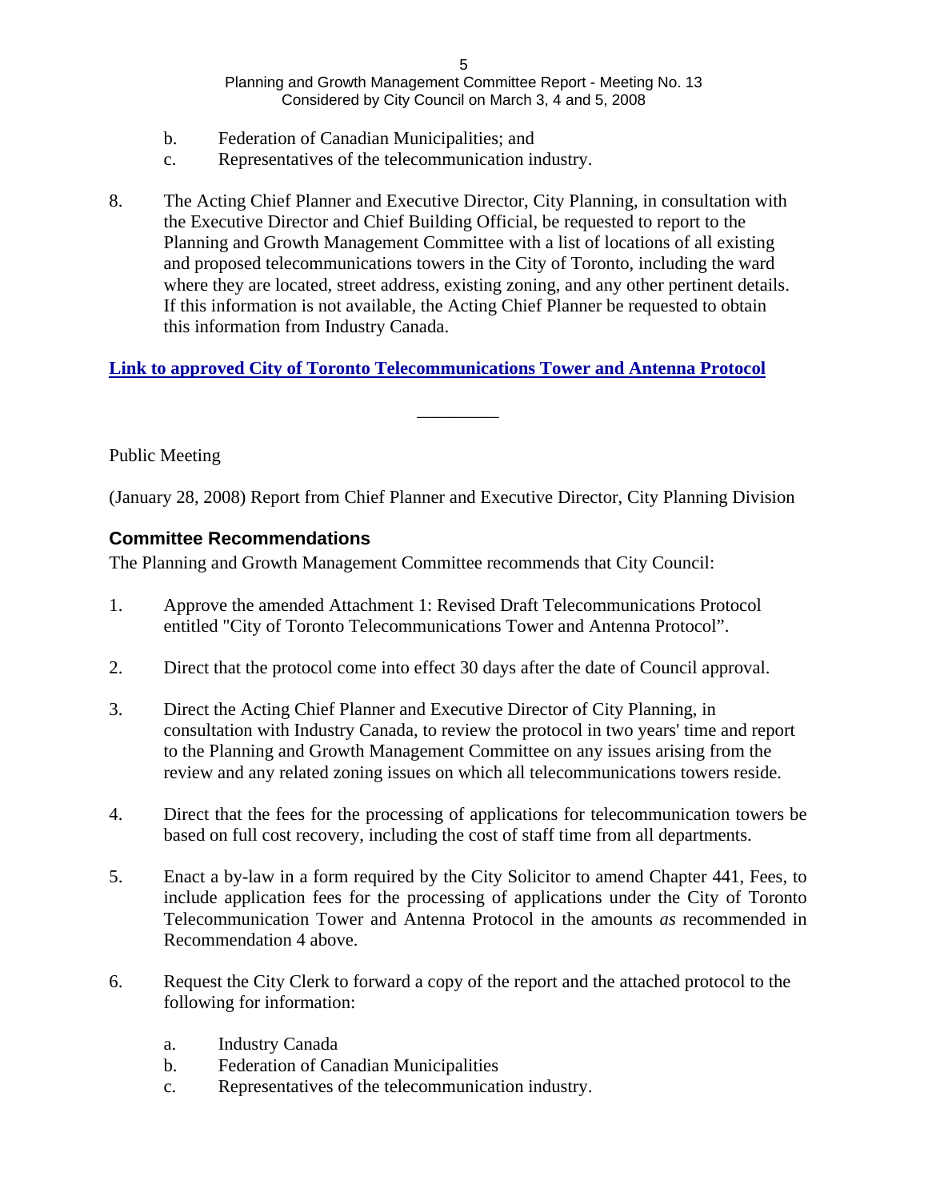b. Federation of Canadian Municipalities; and
c. Representatives of the telecommunication industry.

8. The Acting Chief Planner and Executive Director, City Planning, in consultation with the Executive Director and Chief Building Official, be requested to report to the Planning and Growth Management Committee with a list of locations of all existing and proposed telecommunications towers in the City of Toronto, including the ward where they are located, street address, existing zoning, and any other pertinent details. If this information is not available, the Acting Chief Planner be requested to obtain this information from Industry Canada.

**Link to approved City of Toronto Telecommunications Tower and Antenna Protocol**

---

Public Meeting

(January 28, 2008) Report from Chief Planner and Executive Director, City Planning Division

### Committee Recommendations

The Planning and Growth Management Committee recommends that City Council:

1. Approve the amended Attachment 1: Revised Draft Telecommunications Protocol entitled "City of Toronto Telecommunications Tower and Antenna Protocol".

2. Direct that the protocol come into effect 30 days after the date of Council approval.

3. Direct the Acting Chief Planner and Executive Director of City Planning, in consultation with Industry Canada, to review the protocol in two years' time and report to the Planning and Growth Management Committee on any issues arising from the review and any related zoning issues on which all telecommunications towers reside.

4. Direct that the fees for the processing of applications for telecommunication towers be based on full cost recovery, including the cost of staff time from all departments.

5. Enact a by-law in a form required by the City Solicitor to amend Chapter 441, Fees, to include application fees for the processing of applications under the City of Toronto Telecommunication Tower and Antenna Protocol in the amounts *as* recommended in Recommendation 4 above.

6. Request the City Clerk to forward a copy of the report and the attached protocol to the following for information:

   a. Industry Canada
   b. Federation of Canadian Municipalities
   c. Representatives of the telecommunication industry.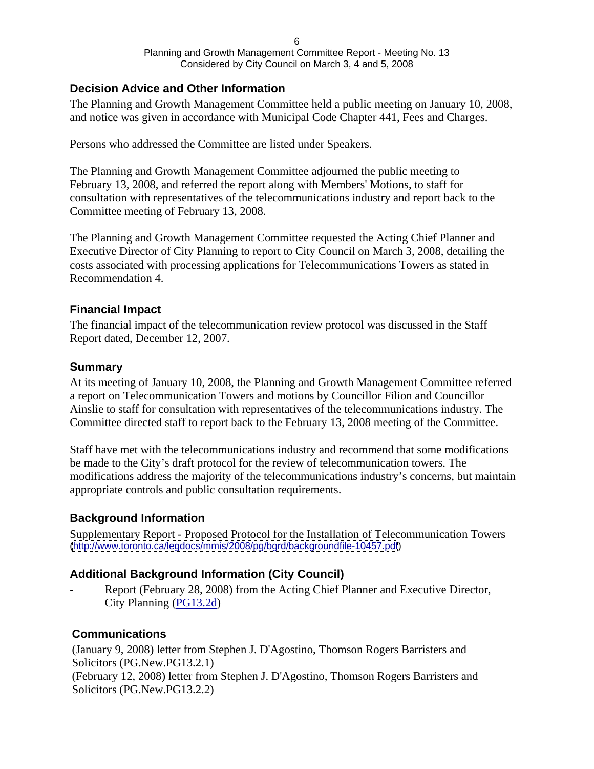### Decision Advice and Other Information

The Planning and Growth Management Committee held a public meeting on January 10, 2008, and notice was given in accordance with Municipal Code Chapter 441, Fees and Charges.

Persons who addressed the Committee are listed under Speakers.

The Planning and Growth Management Committee adjourned the public meeting to February 13, 2008, and referred the report along with Members' Motions, to staff for consultation with representatives of the telecommunications industry and report back to the Committee meeting of February 13, 2008.

The Planning and Growth Management Committee requested the Acting Chief Planner and Executive Director of City Planning to report to City Council on March 3, 2008, detailing the costs associated with processing applications for Telecommunications Towers as stated in Recommendation 4.

### Financial Impact

The financial impact of the telecommunication review protocol was discussed in the Staff Report dated, December 12, 2007.

### Summary

At its meeting of January 10, 2008, the Planning and Growth Management Committee referred a report on Telecommunication Towers and motions by Councillor Filion and Councillor Ainslie to staff for consultation with representatives of the telecommunications industry. The Committee directed staff to report back to the February 13, 2008 meeting of the Committee.

Staff have met with the telecommunications industry and recommend that some modifications be made to the City's draft protocol for the review of telecommunication towers. The modifications address the majority of the telecommunications industry's concerns, but maintain appropriate controls and public consultation requirements.

### Background Information

Supplementary Report - Proposed Protocol for the Installation of Telecommunication Towers (http://www.toronto.ca/legdocs/mmis/2008/pg/bgrd/backgroundfile-10457.pdf)

### Additional Background Information (City Council)

- Report (February 28, 2008) from the Acting Chief Planner and Executive Director, City Planning (PG13.2d)

### Communications

(January 9, 2008) letter from Stephen J. D'Agostino, Thomson Rogers Barristers and Solicitors (PG.New.PG13.2.1)
(February 12, 2008) letter from Stephen J. D'Agostino, Thomson Rogers Barristers and Solicitors (PG.New.PG13.2.2)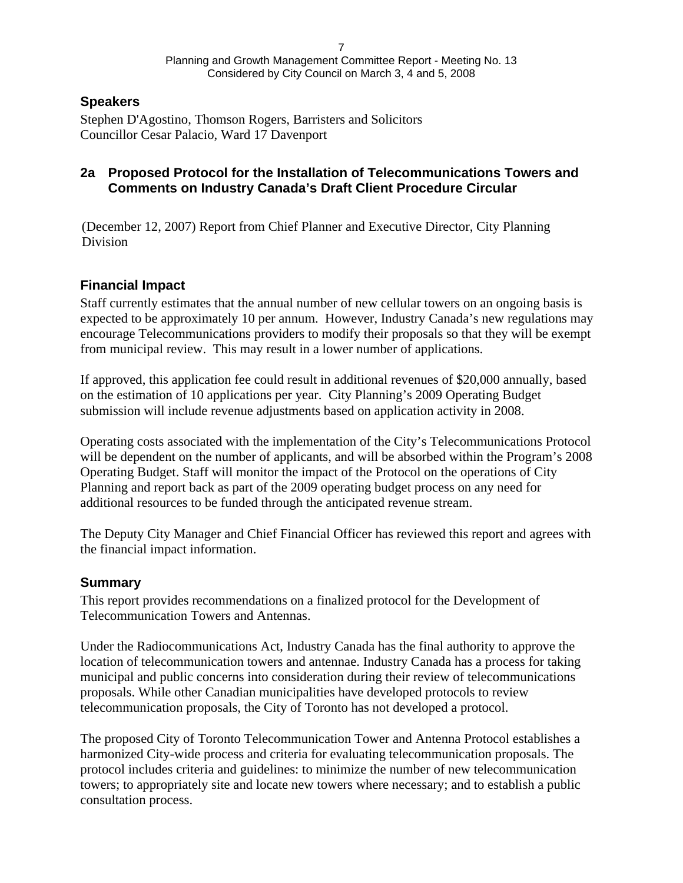### Speakers

Stephen D'Agostino, Thomson Rogers, Barristers and Solicitors
Councillor Cesar Palacio, Ward 17 Davenport

## 2a Proposed Protocol for the Installation of Telecommunications Towers and Comments on Industry Canada's Draft Client Procedure Circular

(December 12, 2007) Report from Chief Planner and Executive Director, City Planning Division

### Financial Impact

Staff currently estimates that the annual number of new cellular towers on an ongoing basis is expected to be approximately 10 per annum. However, Industry Canada's new regulations may encourage Telecommunications providers to modify their proposals so that they will be exempt from municipal review. This may result in a lower number of applications.

If approved, this application fee could result in additional revenues of $20,000 annually, based on the estimation of 10 applications per year. City Planning's 2009 Operating Budget submission will include revenue adjustments based on application activity in 2008.

Operating costs associated with the implementation of the City's Telecommunications Protocol will be dependent on the number of applicants, and will be absorbed within the Program's 2008 Operating Budget. Staff will monitor the impact of the Protocol on the operations of City Planning and report back as part of the 2009 operating budget process on any need for additional resources to be funded through the anticipated revenue stream.

The Deputy City Manager and Chief Financial Officer has reviewed this report and agrees with the financial impact information.

### Summary

This report provides recommendations on a finalized protocol for the Development of Telecommunication Towers and Antennas.

Under the Radiocommunications Act, Industry Canada has the final authority to approve the location of telecommunication towers and antennae. Industry Canada has a process for taking municipal and public concerns into consideration during their review of telecommunications proposals. While other Canadian municipalities have developed protocols to review telecommunication proposals, the City of Toronto has not developed a protocol.

The proposed City of Toronto Telecommunication Tower and Antenna Protocol establishes a harmonized City-wide process and criteria for evaluating telecommunication proposals. The protocol includes criteria and guidelines: to minimize the number of new telecommunication towers; to appropriately site and locate new towers where necessary; and to establish a public consultation process.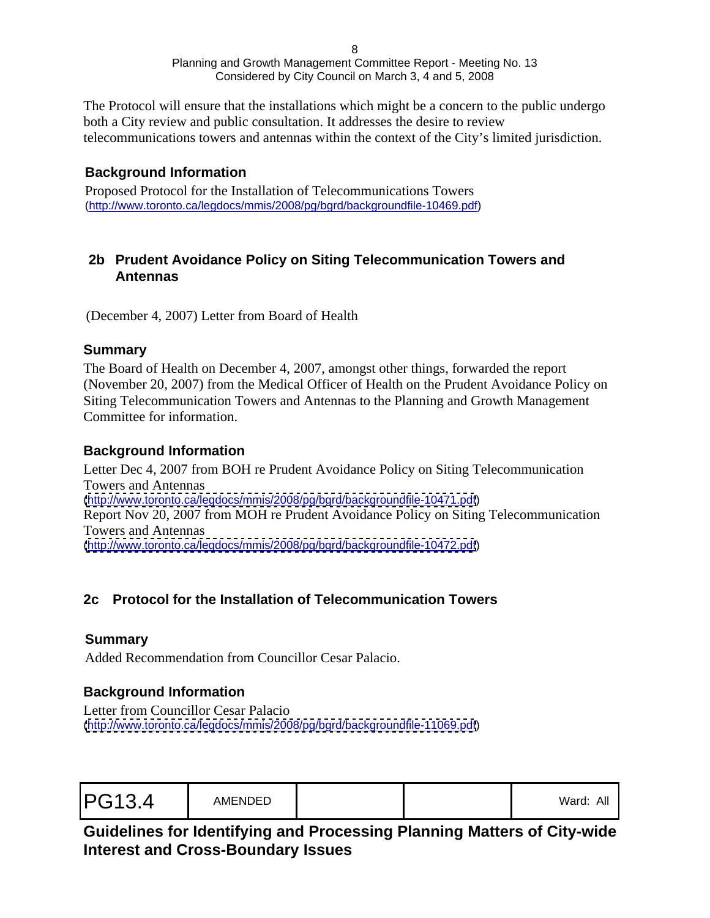The Protocol will ensure that the installations which might be a concern to the public undergo both a City review and public consultation. It addresses the desire to review telecommunications towers and antennas within the context of the City's limited jurisdiction.

### Background Information

Proposed Protocol for the Installation of Telecommunications Towers
(http://www.toronto.ca/legdocs/mmis/2008/pg/bgrd/backgroundfile-10469.pdf)

## 2b Prudent Avoidance Policy on Siting Telecommunication Towers and Antennas

(December 4, 2007) Letter from Board of Health

### Summary

The Board of Health on December 4, 2007, amongst other things, forwarded the report (November 20, 2007) from the Medical Officer of Health on the Prudent Avoidance Policy on Siting Telecommunication Towers and Antennas to the Planning and Growth Management Committee for information.

### Background Information

Letter Dec 4, 2007 from BOH re Prudent Avoidance Policy on Siting Telecommunication Towers and Antennas
(http://www.toronto.ca/legdocs/mmis/2008/pg/bgrd/backgroundfile-10471.pdf)
Report Nov 20, 2007 from MOH re Prudent Avoidance Policy on Siting Telecommunication Towers and Antennas
(http://www.toronto.ca/legdocs/mmis/2008/pg/bgrd/backgroundfile-10472.pdf)

## 2c Protocol for the Installation of Telecommunication Towers

### Summary

Added Recommendation from Councillor Cesar Palacio.

### Background Information

Letter from Councillor Cesar Palacio
(http://www.toronto.ca/legdocs/mmis/2008/pg/bgrd/backgroundfile-11069.pdf)

| PG13.4 | AMENDED | | | Ward: All |
|---|---|---|---|---|

## Guidelines for Identifying and Processing Planning Matters of City-wide Interest and Cross-Boundary Issues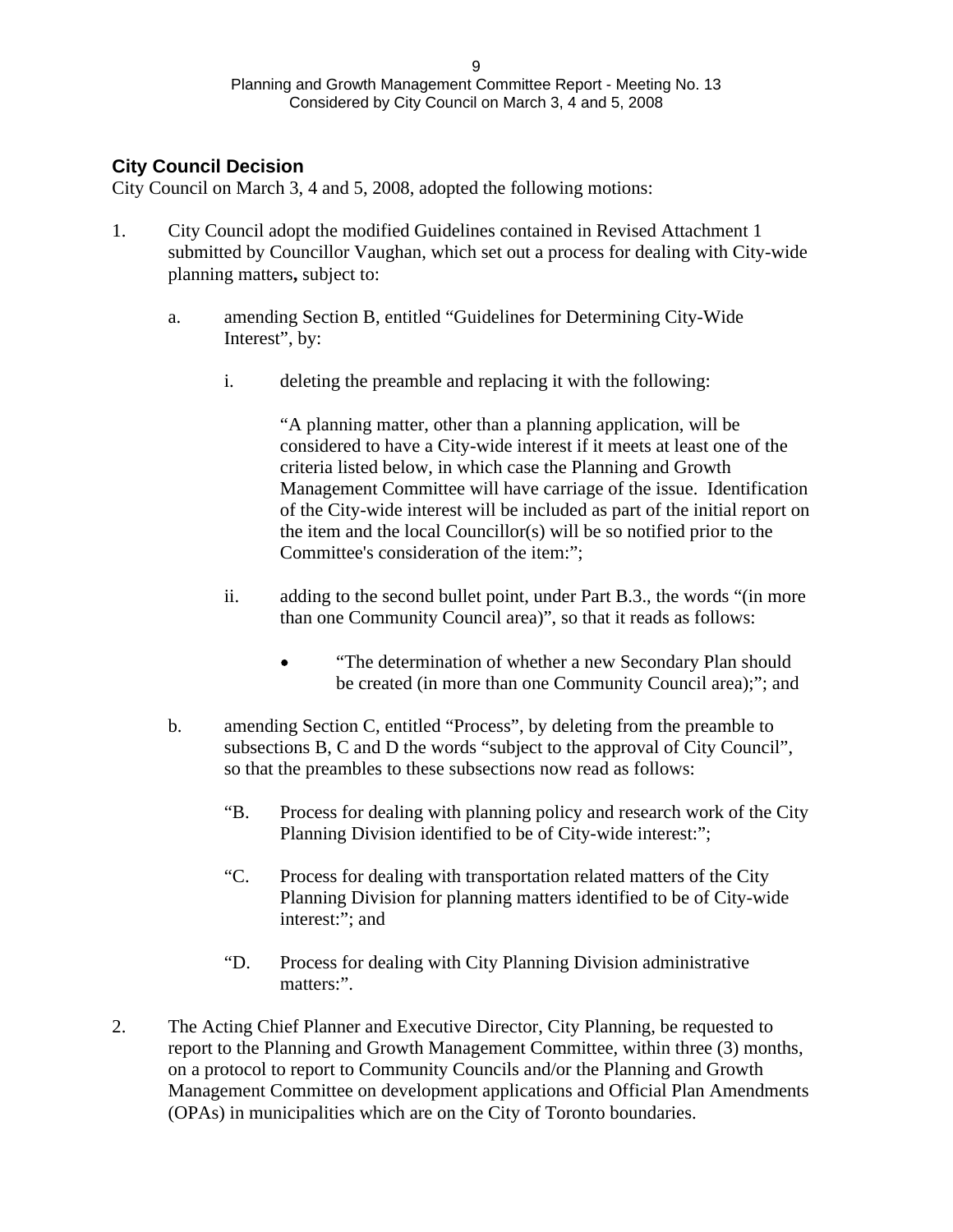## City Council Decision

City Council on March 3, 4 and 5, 2008, adopted the following motions:

1. City Council adopt the modified Guidelines contained in Revised Attachment 1 submitted by Councillor Vaughan, which set out a process for dealing with City-wide planning matters**,** subject to:

   a. amending Section B, entitled "Guidelines for Determining City-Wide Interest", by:

      i. deleting the preamble and replacing it with the following:

         "A planning matter, other than a planning application, will be considered to have a City-wide interest if it meets at least one of the criteria listed below, in which case the Planning and Growth Management Committee will have carriage of the issue. Identification of the City-wide interest will be included as part of the initial report on the item and the local Councillor(s) will be so notified prior to the Committee's consideration of the item:";

      ii. adding to the second bullet point, under Part B.3., the words "(in more than one Community Council area)", so that it reads as follows:

         - "The determination of whether a new Secondary Plan should be created (in more than one Community Council area);"; and

   b. amending Section C, entitled "Process", by deleting from the preamble to subsections B, C and D the words "subject to the approval of City Council", so that the preambles to these subsections now read as follows:

      "B. Process for dealing with planning policy and research work of the City Planning Division identified to be of City-wide interest:";

      "C. Process for dealing with transportation related matters of the City Planning Division for planning matters identified to be of City-wide interest:"; and

      "D. Process for dealing with City Planning Division administrative matters:".

2. The Acting Chief Planner and Executive Director, City Planning, be requested to report to the Planning and Growth Management Committee, within three (3) months, on a protocol to report to Community Councils and/or the Planning and Growth Management Committee on development applications and Official Plan Amendments (OPAs) in municipalities which are on the City of Toronto boundaries.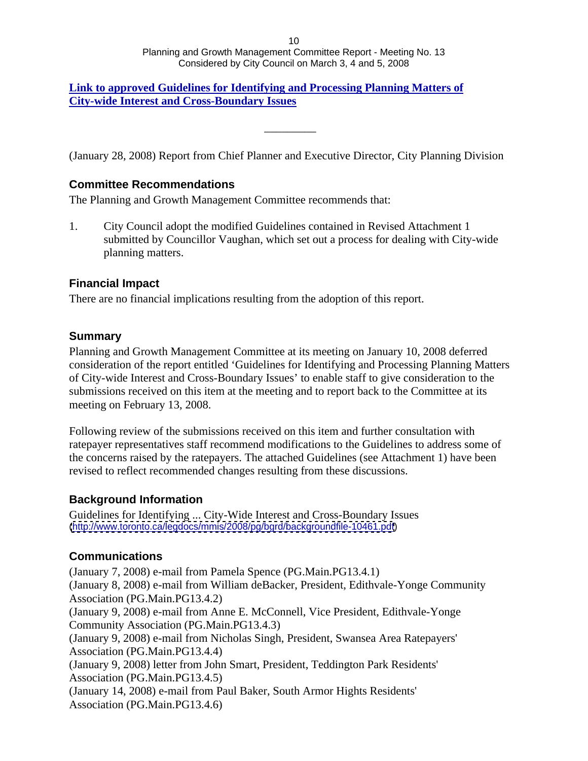[Link to approved Guidelines for Identifying and Processing Planning Matters of City-wide Interest and Cross-Boundary Issues]

---

(January 28, 2008) Report from Chief Planner and Executive Director, City Planning Division

### Committee Recommendations

The Planning and Growth Management Committee recommends that:

1. City Council adopt the modified Guidelines contained in Revised Attachment 1 submitted by Councillor Vaughan, which set out a process for dealing with City-wide planning matters.

### Financial Impact

There are no financial implications resulting from the adoption of this report.

### Summary

Planning and Growth Management Committee at its meeting on January 10, 2008 deferred consideration of the report entitled 'Guidelines for Identifying and Processing Planning Matters of City-wide Interest and Cross-Boundary Issues' to enable staff to give consideration to the submissions received on this item at the meeting and to report back to the Committee at its meeting on February 13, 2008.

Following review of the submissions received on this item and further consultation with ratepayer representatives staff recommend modifications to the Guidelines to address some of the concerns raised by the ratepayers. The attached Guidelines (see Attachment 1) have been revised to reflect recommended changes resulting from these discussions.

### Background Information

Guidelines for Identifying ... City-Wide Interest and Cross-Boundary Issues
(http://www.toronto.ca/legdocs/mmis/2008/pg/bgrd/backgroundfile-10461.pdf)

### Communications

(January 7, 2008) e-mail from Pamela Spence (PG.Main.PG13.4.1)
(January 8, 2008) e-mail from William deBacker, President, Edithvale-Yonge Community Association (PG.Main.PG13.4.2)
(January 9, 2008) e-mail from Anne E. McConnell, Vice President, Edithvale-Yonge Community Association (PG.Main.PG13.4.3)
(January 9, 2008) e-mail from Nicholas Singh, President, Swansea Area Ratepayers' Association (PG.Main.PG13.4.4)
(January 9, 2008) letter from John Smart, President, Teddington Park Residents' Association (PG.Main.PG13.4.5)
(January 14, 2008) e-mail from Paul Baker, South Armor Hights Residents' Association (PG.Main.PG13.4.6)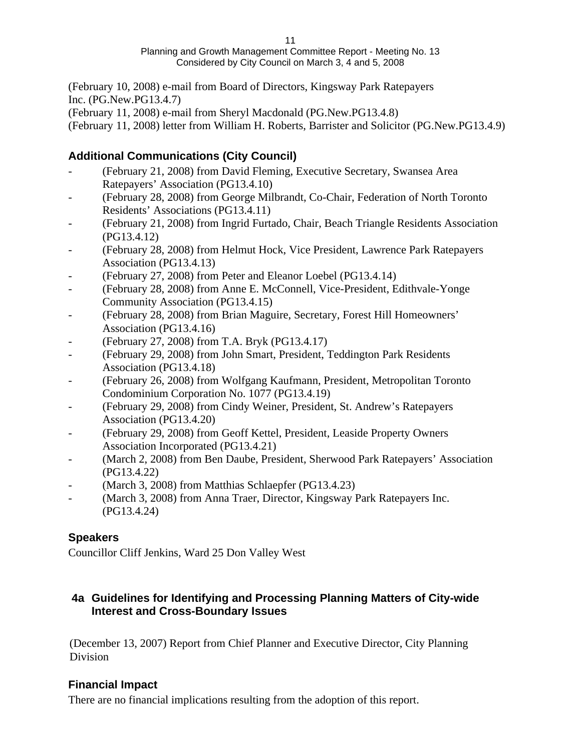(February 10, 2008) e-mail from Board of Directors, Kingsway Park Ratepayers Inc. (PG.New.PG13.4.7)
(February 11, 2008) e-mail from Sheryl Macdonald (PG.New.PG13.4.8)
(February 11, 2008) letter from William H. Roberts, Barrister and Solicitor (PG.New.PG13.4.9)

### Additional Communications (City Council)

- (February 21, 2008) from David Fleming, Executive Secretary, Swansea Area Ratepayers' Association (PG13.4.10)
- (February 28, 2008) from George Milbrandt, Co-Chair, Federation of North Toronto Residents' Associations (PG13.4.11)
- (February 21, 2008) from Ingrid Furtado, Chair, Beach Triangle Residents Association (PG13.4.12)
- (February 28, 2008) from Helmut Hock, Vice President, Lawrence Park Ratepayers Association (PG13.4.13)
- (February 27, 2008) from Peter and Eleanor Loebel (PG13.4.14)
- (February 28, 2008) from Anne E. McConnell, Vice-President, Edithvale-Yonge Community Association (PG13.4.15)
- (February 28, 2008) from Brian Maguire, Secretary, Forest Hill Homeowners' Association (PG13.4.16)
- (February 27, 2008) from T.A. Bryk (PG13.4.17)
- (February 29, 2008) from John Smart, President, Teddington Park Residents Association (PG13.4.18)
- (February 26, 2008) from Wolfgang Kaufmann, President, Metropolitan Toronto Condominium Corporation No. 1077 (PG13.4.19)
- (February 29, 2008) from Cindy Weiner, President, St. Andrew's Ratepayers Association (PG13.4.20)
- (February 29, 2008) from Geoff Kettel, President, Leaside Property Owners Association Incorporated (PG13.4.21)
- (March 2, 2008) from Ben Daube, President, Sherwood Park Ratepayers' Association (PG13.4.22)
- (March 3, 2008) from Matthias Schlaepfer (PG13.4.23)
- (March 3, 2008) from Anna Traer, Director, Kingsway Park Ratepayers Inc. (PG13.4.24)

### Speakers

Councillor Cliff Jenkins, Ward 25 Don Valley West

## 4a Guidelines for Identifying and Processing Planning Matters of City-wide Interest and Cross-Boundary Issues

(December 13, 2007) Report from Chief Planner and Executive Director, City Planning Division

### Financial Impact

There are no financial implications resulting from the adoption of this report.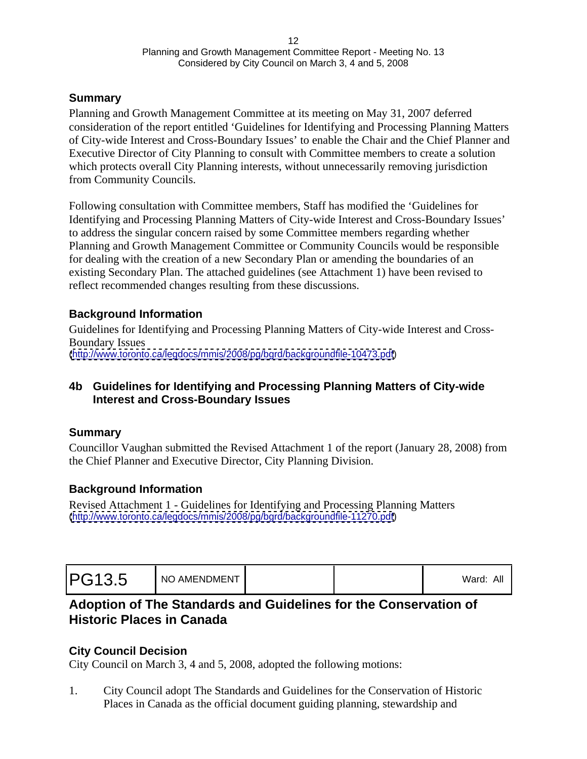### Summary

Planning and Growth Management Committee at its meeting on May 31, 2007 deferred consideration of the report entitled 'Guidelines for Identifying and Processing Planning Matters of City-wide Interest and Cross-Boundary Issues' to enable the Chair and the Chief Planner and Executive Director of City Planning to consult with Committee members to create a solution which protects overall City Planning interests, without unnecessarily removing jurisdiction from Community Councils.

Following consultation with Committee members, Staff has modified the 'Guidelines for Identifying and Processing Planning Matters of City-wide Interest and Cross-Boundary Issues' to address the singular concern raised by some Committee members regarding whether Planning and Growth Management Committee or Community Councils would be responsible for dealing with the creation of a new Secondary Plan or amending the boundaries of an existing Secondary Plan. The attached guidelines (see Attachment 1) have been revised to reflect recommended changes resulting from these discussions.

### Background Information

Guidelines for Identifying and Processing Planning Matters of City-wide Interest and Cross-Boundary Issues
(http://www.toronto.ca/legdocs/mmis/2008/pg/bgrd/backgroundfile-10473.pdf)

### 4b Guidelines for Identifying and Processing Planning Matters of City-wide Interest and Cross-Boundary Issues

### Summary

Councillor Vaughan submitted the Revised Attachment 1 of the report (January 28, 2008) from the Chief Planner and Executive Director, City Planning Division.

### Background Information

Revised Attachment 1 - Guidelines for Identifying and Processing Planning Matters
(http://www.toronto.ca/legdocs/mmis/2008/pg/bgrd/backgroundfile-11270.pdf)

| PG13.5 | NO AMENDMENT | | | Ward: All |
|---|---|---|---|---|

## Adoption of The Standards and Guidelines for the Conservation of Historic Places in Canada

### City Council Decision

City Council on March 3, 4 and 5, 2008, adopted the following motions:

1. City Council adopt The Standards and Guidelines for the Conservation of Historic Places in Canada as the official document guiding planning, stewardship and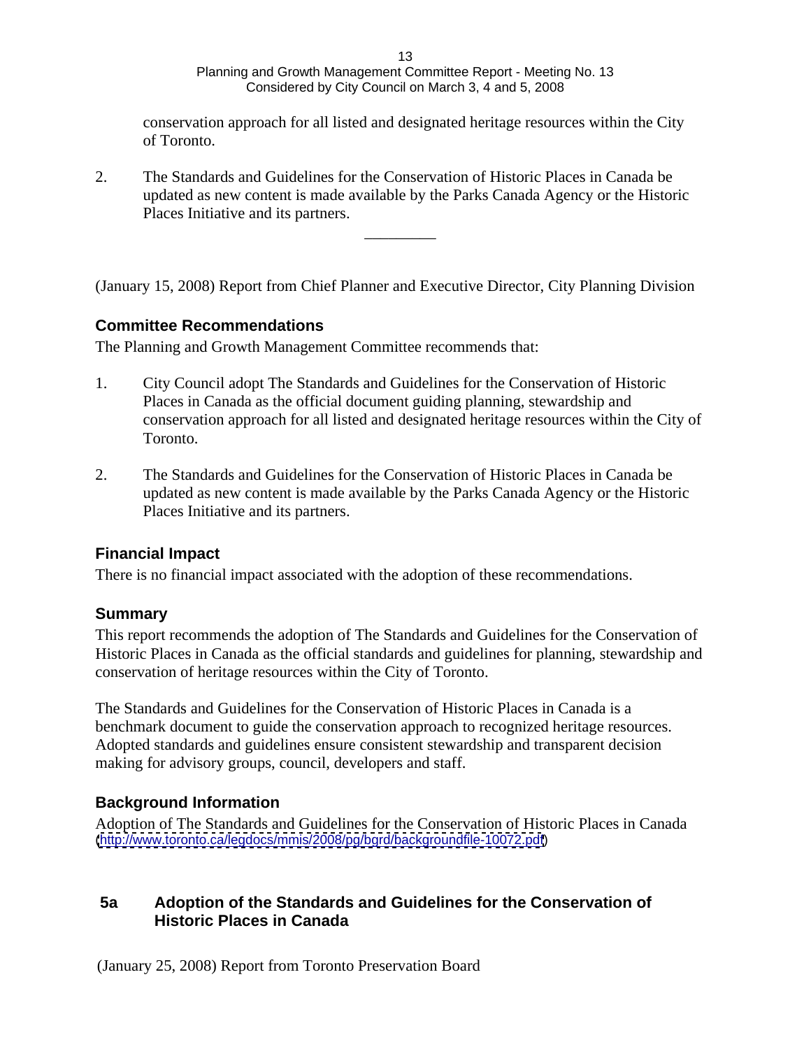conservation approach for all listed and designated heritage resources within the City of Toronto.

2. The Standards and Guidelines for the Conservation of Historic Places in Canada be updated as new content is made available by the Parks Canada Agency or the Historic Places Initiative and its partners.

---

(January 15, 2008) Report from Chief Planner and Executive Director, City Planning Division

### Committee Recommendations

The Planning and Growth Management Committee recommends that:

1. City Council adopt The Standards and Guidelines for the Conservation of Historic Places in Canada as the official document guiding planning, stewardship and conservation approach for all listed and designated heritage resources within the City of Toronto.

2. The Standards and Guidelines for the Conservation of Historic Places in Canada be updated as new content is made available by the Parks Canada Agency or the Historic Places Initiative and its partners.

### Financial Impact

There is no financial impact associated with the adoption of these recommendations.

### Summary

This report recommends the adoption of The Standards and Guidelines for the Conservation of Historic Places in Canada as the official standards and guidelines for planning, stewardship and conservation of heritage resources within the City of Toronto.

The Standards and Guidelines for the Conservation of Historic Places in Canada is a benchmark document to guide the conservation approach to recognized heritage resources. Adopted standards and guidelines ensure consistent stewardship and transparent decision making for advisory groups, council, developers and staff.

### Background Information

Adoption of The Standards and Guidelines for the Conservation of Historic Places in Canada (http://www.toronto.ca/legdocs/mmis/2008/pg/bgrd/backgroundfile-10072.pdf)

### 5a Adoption of the Standards and Guidelines for the Conservation of Historic Places in Canada

(January 25, 2008) Report from Toronto Preservation Board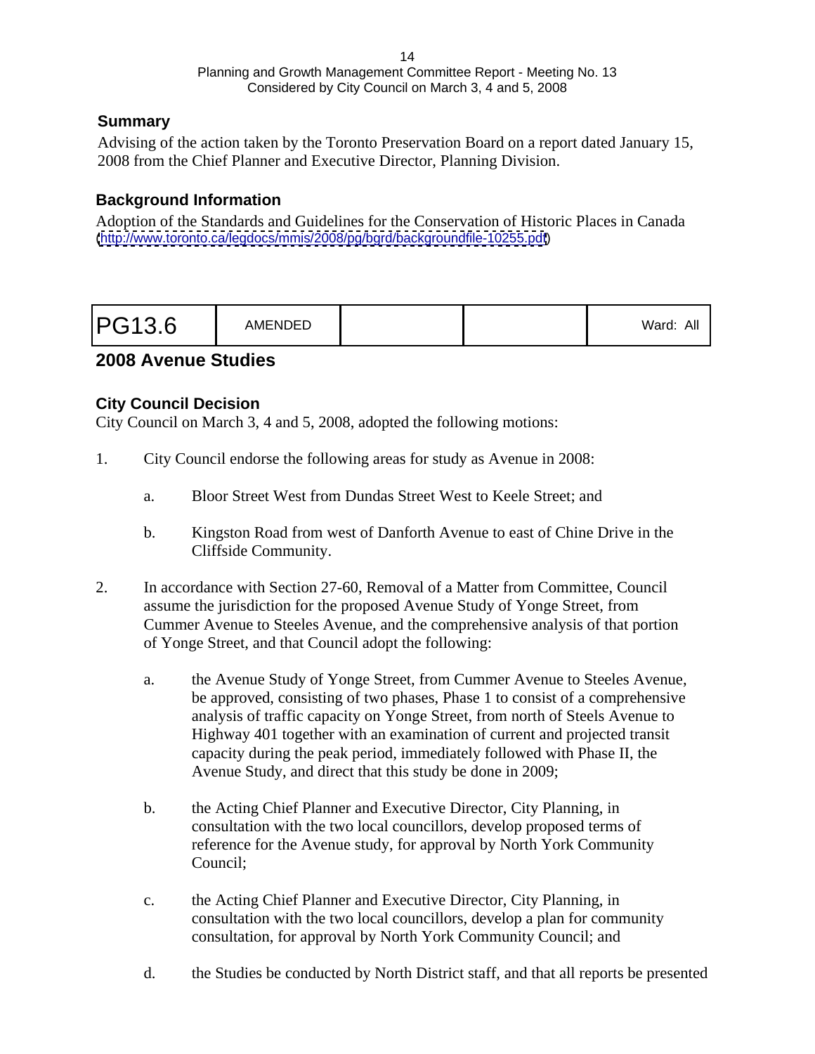### Summary

Advising of the action taken by the Toronto Preservation Board on a report dated January 15, 2008 from the Chief Planner and Executive Director, Planning Division.

### Background Information

Adoption of the Standards and Guidelines for the Conservation of Historic Places in Canada (http://www.toronto.ca/legdocs/mmis/2008/pg/bgrd/backgroundfile-10255.pdf)

| PG13.6 | AMENDED | | | Ward: All |
|---|---|---|---|---|

## 2008 Avenue Studies

### City Council Decision

City Council on March 3, 4 and 5, 2008, adopted the following motions:

1. City Council endorse the following areas for study as Avenue in 2008:

   a. Bloor Street West from Dundas Street West to Keele Street; and

   b. Kingston Road from west of Danforth Avenue to east of Chine Drive in the Cliffside Community.

2. In accordance with Section 27-60, Removal of a Matter from Committee, Council assume the jurisdiction for the proposed Avenue Study of Yonge Street, from Cummer Avenue to Steeles Avenue, and the comprehensive analysis of that portion of Yonge Street, and that Council adopt the following:

   a. the Avenue Study of Yonge Street, from Cummer Avenue to Steeles Avenue, be approved, consisting of two phases, Phase 1 to consist of a comprehensive analysis of traffic capacity on Yonge Street, from north of Steels Avenue to Highway 401 together with an examination of current and projected transit capacity during the peak period, immediately followed with Phase II, the Avenue Study, and direct that this study be done in 2009;

   b. the Acting Chief Planner and Executive Director, City Planning, in consultation with the two local councillors, develop proposed terms of reference for the Avenue study, for approval by North York Community Council;

   c. the Acting Chief Planner and Executive Director, City Planning, in consultation with the two local councillors, develop a plan for community consultation, for approval by North York Community Council; and

   d. the Studies be conducted by North District staff, and that all reports be presented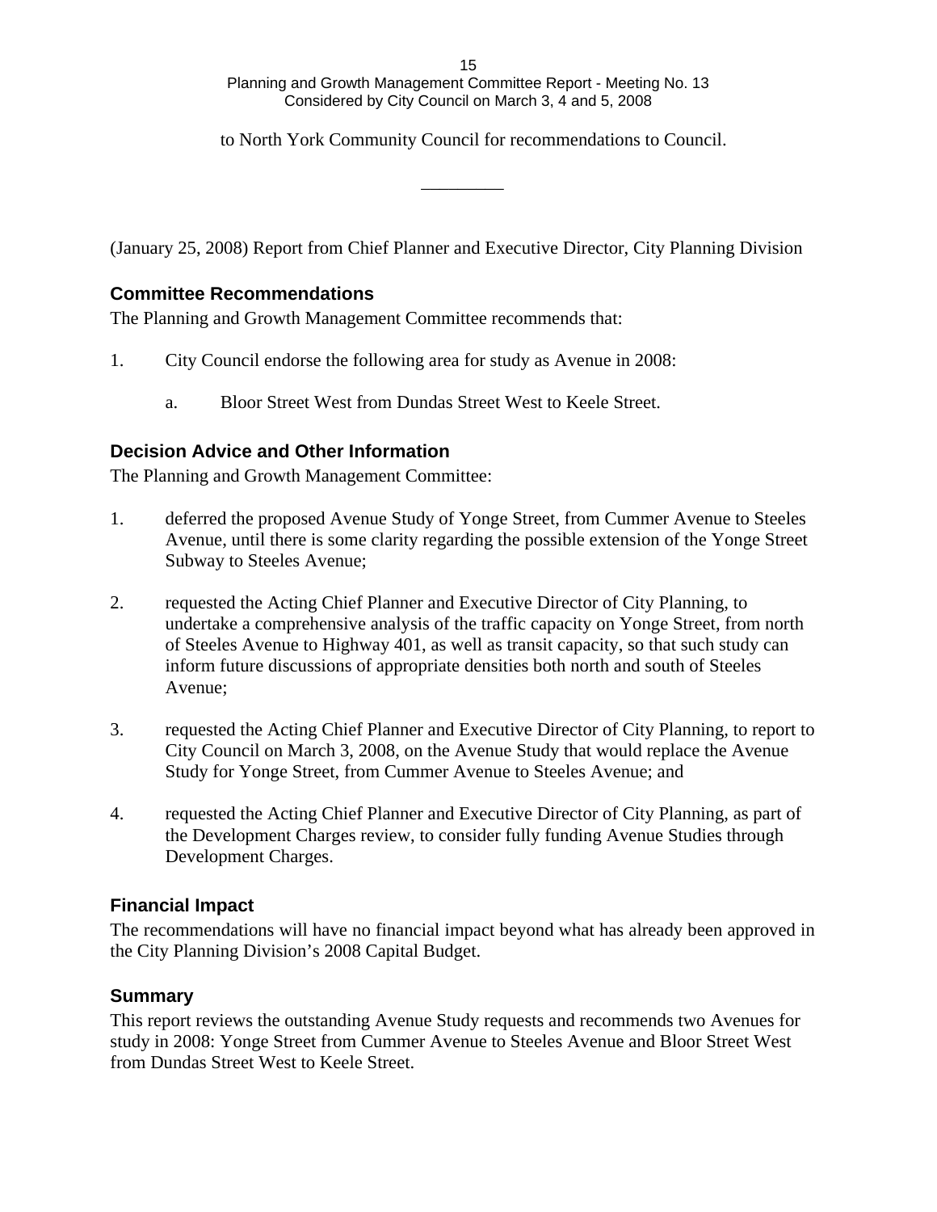to North York Community Council for recommendations to Council.

_________

(January 25, 2008) Report from Chief Planner and Executive Director, City Planning Division

### Committee Recommendations

The Planning and Growth Management Committee recommends that:

1. City Council endorse the following area for study as Avenue in 2008:

   a. Bloor Street West from Dundas Street West to Keele Street.

### Decision Advice and Other Information

The Planning and Growth Management Committee:

1. deferred the proposed Avenue Study of Yonge Street, from Cummer Avenue to Steeles Avenue, until there is some clarity regarding the possible extension of the Yonge Street Subway to Steeles Avenue;

2. requested the Acting Chief Planner and Executive Director of City Planning, to undertake a comprehensive analysis of the traffic capacity on Yonge Street, from north of Steeles Avenue to Highway 401, as well as transit capacity, so that such study can inform future discussions of appropriate densities both north and south of Steeles Avenue;

3. requested the Acting Chief Planner and Executive Director of City Planning, to report to City Council on March 3, 2008, on the Avenue Study that would replace the Avenue Study for Yonge Street, from Cummer Avenue to Steeles Avenue; and

4. requested the Acting Chief Planner and Executive Director of City Planning, as part of the Development Charges review, to consider fully funding Avenue Studies through Development Charges.

### Financial Impact

The recommendations will have no financial impact beyond what has already been approved in the City Planning Division's 2008 Capital Budget.

### Summary

This report reviews the outstanding Avenue Study requests and recommends two Avenues for study in 2008: Yonge Street from Cummer Avenue to Steeles Avenue and Bloor Street West from Dundas Street West to Keele Street.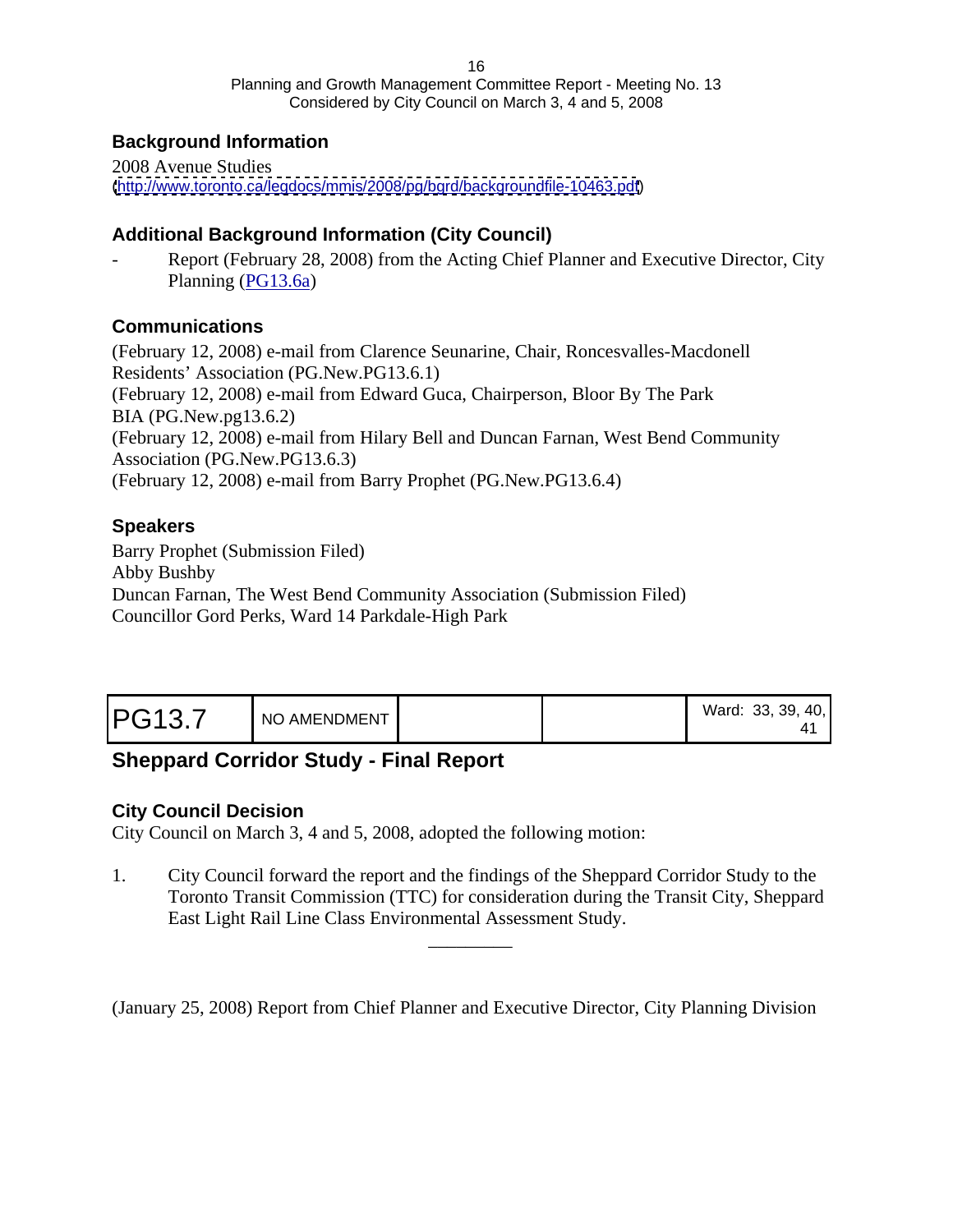## Background Information

2008 Avenue Studies
(http://www.toronto.ca/legdocs/mmis/2008/pg/bgrd/backgroundfile-10463.pdf)

## Additional Background Information (City Council)

- Report (February 28, 2008) from the Acting Chief Planner and Executive Director, City Planning (PG13.6a)

## Communications

(February 12, 2008) e-mail from Clarence Seunarine, Chair, Roncesvalles-Macdonell Residents' Association (PG.New.PG13.6.1)
(February 12, 2008) e-mail from Edward Guca, Chairperson, Bloor By The Park BIA (PG.New.pg13.6.2)
(February 12, 2008) e-mail from Hilary Bell and Duncan Farnan, West Bend Community Association (PG.New.PG13.6.3)
(February 12, 2008) e-mail from Barry Prophet (PG.New.PG13.6.4)

## Speakers

Barry Prophet (Submission Filed)
Abby Bushby
Duncan Farnan, The West Bend Community Association (Submission Filed)
Councillor Gord Perks, Ward 14 Parkdale-High Park

| PG13.7 | NO AMENDMENT | | | Ward: 33, 39, 40, 41 |
|---|---|---|---|---|

## Sheppard Corridor Study - Final Report

## City Council Decision

City Council on March 3, 4 and 5, 2008, adopted the following motion:

1. City Council forward the report and the findings of the Sheppard Corridor Study to the Toronto Transit Commission (TTC) for consideration during the Transit City, Sheppard East Light Rail Line Class Environmental Assessment Study.

---

(January 25, 2008) Report from Chief Planner and Executive Director, City Planning Division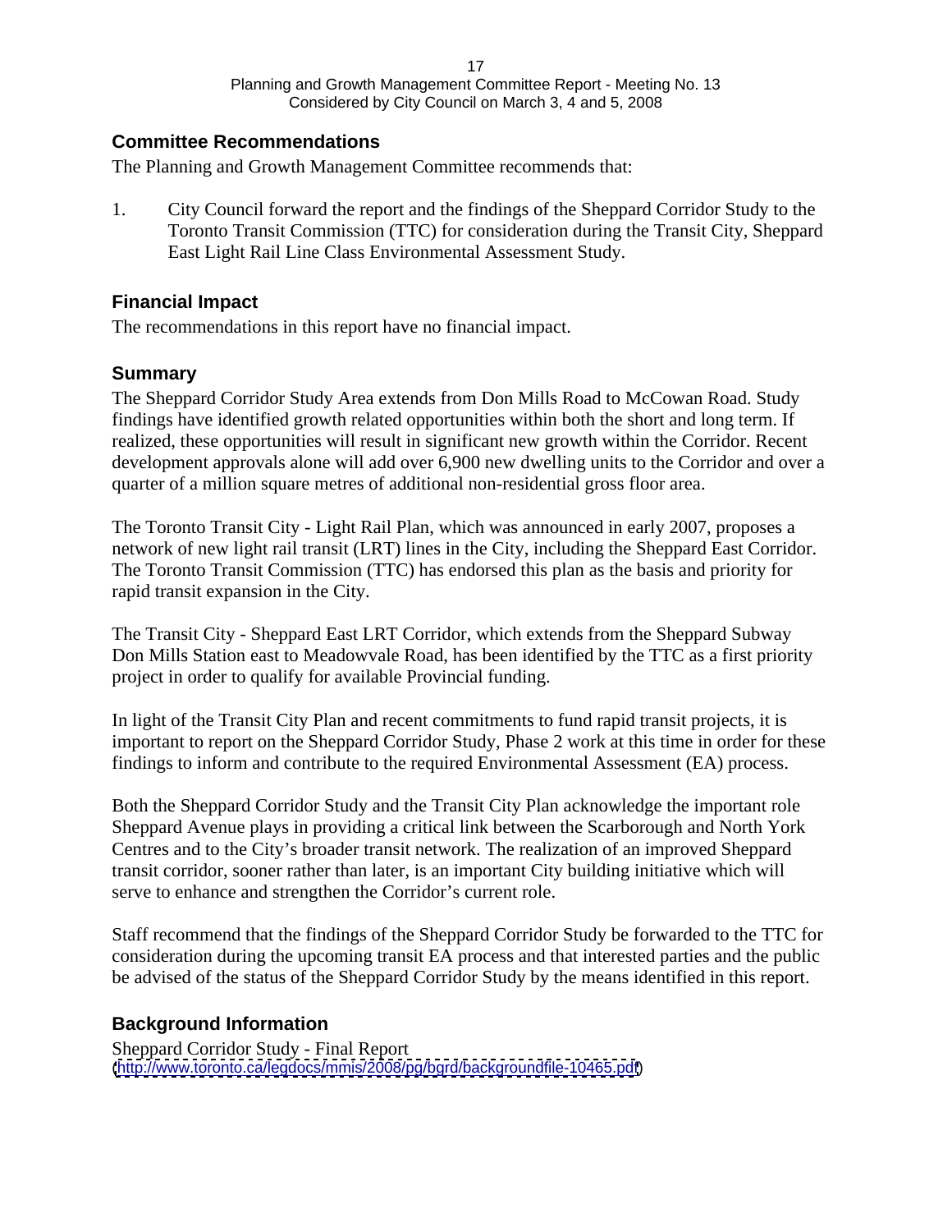## Committee Recommendations

The Planning and Growth Management Committee recommends that:

1. City Council forward the report and the findings of the Sheppard Corridor Study to the Toronto Transit Commission (TTC) for consideration during the Transit City, Sheppard East Light Rail Line Class Environmental Assessment Study.

## Financial Impact

The recommendations in this report have no financial impact.

## Summary

The Sheppard Corridor Study Area extends from Don Mills Road to McCowan Road. Study findings have identified growth related opportunities within both the short and long term. If realized, these opportunities will result in significant new growth within the Corridor. Recent development approvals alone will add over 6,900 new dwelling units to the Corridor and over a quarter of a million square metres of additional non-residential gross floor area.

The Toronto Transit City - Light Rail Plan, which was announced in early 2007, proposes a network of new light rail transit (LRT) lines in the City, including the Sheppard East Corridor. The Toronto Transit Commission (TTC) has endorsed this plan as the basis and priority for rapid transit expansion in the City.

The Transit City - Sheppard East LRT Corridor, which extends from the Sheppard Subway Don Mills Station east to Meadowvale Road, has been identified by the TTC as a first priority project in order to qualify for available Provincial funding.

In light of the Transit City Plan and recent commitments to fund rapid transit projects, it is important to report on the Sheppard Corridor Study, Phase 2 work at this time in order for these findings to inform and contribute to the required Environmental Assessment (EA) process.

Both the Sheppard Corridor Study and the Transit City Plan acknowledge the important role Sheppard Avenue plays in providing a critical link between the Scarborough and North York Centres and to the City's broader transit network. The realization of an improved Sheppard transit corridor, sooner rather than later, is an important City building initiative which will serve to enhance and strengthen the Corridor's current role.

Staff recommend that the findings of the Sheppard Corridor Study be forwarded to the TTC for consideration during the upcoming transit EA process and that interested parties and the public be advised of the status of the Sheppard Corridor Study by the means identified in this report.

## Background Information

Sheppard Corridor Study - Final Report
(http://www.toronto.ca/legdocs/mmis/2008/pg/bgrd/backgroundfile-10465.pdf)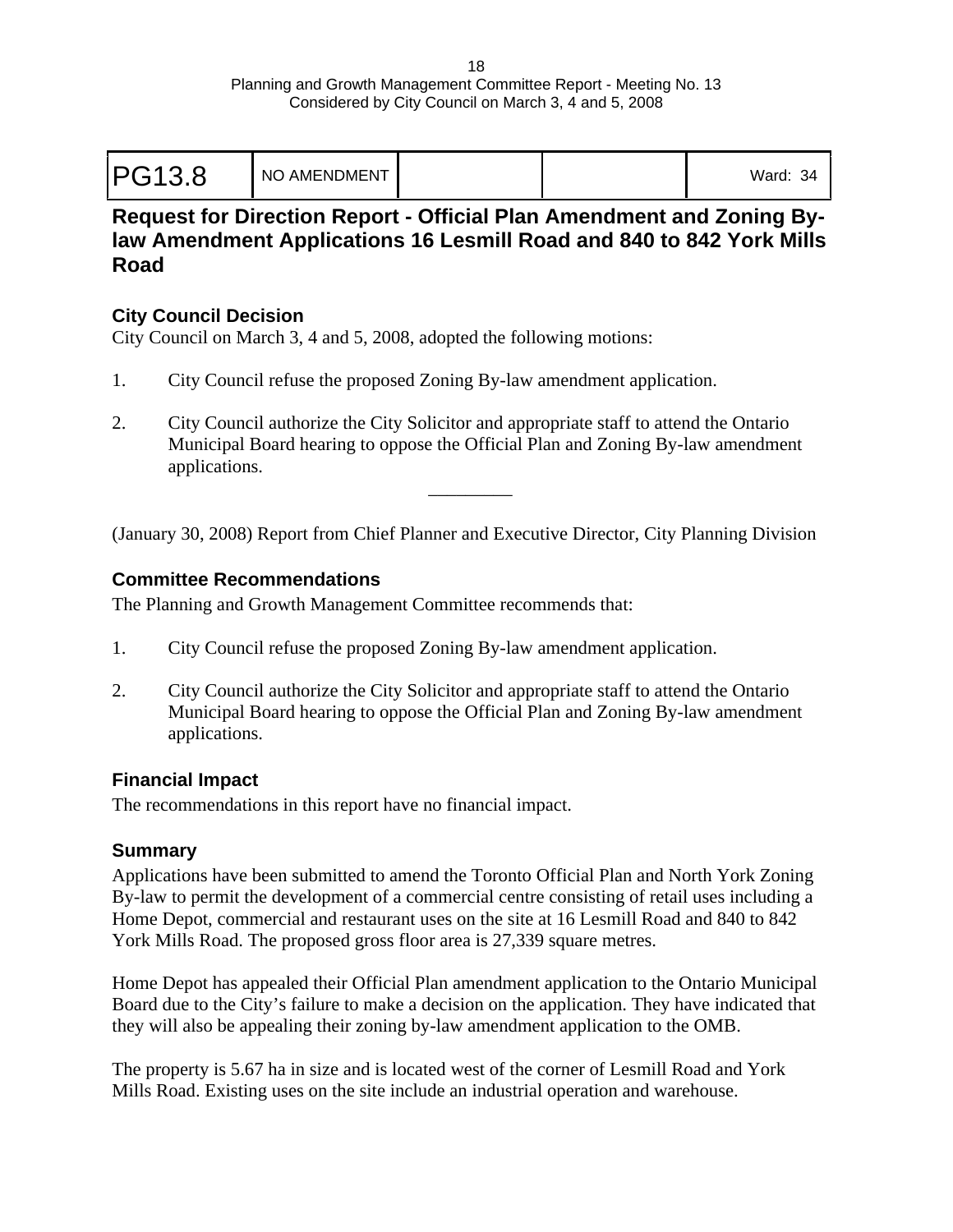| PG13.8 | NO AMENDMENT | | | Ward: 34 |
| --- | --- | --- | --- | --- |

## Request for Direction Report - Official Plan Amendment and Zoning By-law Amendment Applications 16 Lesmill Road and 840 to 842 York Mills Road

### City Council Decision

City Council on March 3, 4 and 5, 2008, adopted the following motions:

1. City Council refuse the proposed Zoning By-law amendment application.

2. City Council authorize the City Solicitor and appropriate staff to attend the Ontario Municipal Board hearing to oppose the Official Plan and Zoning By-law amendment applications.

_________

(January 30, 2008) Report from Chief Planner and Executive Director, City Planning Division

### Committee Recommendations

The Planning and Growth Management Committee recommends that:

1. City Council refuse the proposed Zoning By-law amendment application.

2. City Council authorize the City Solicitor and appropriate staff to attend the Ontario Municipal Board hearing to oppose the Official Plan and Zoning By-law amendment applications.

### Financial Impact

The recommendations in this report have no financial impact.

### Summary

Applications have been submitted to amend the Toronto Official Plan and North York Zoning By-law to permit the development of a commercial centre consisting of retail uses including a Home Depot, commercial and restaurant uses on the site at 16 Lesmill Road and 840 to 842 York Mills Road. The proposed gross floor area is 27,339 square metres.

Home Depot has appealed their Official Plan amendment application to the Ontario Municipal Board due to the City's failure to make a decision on the application. They have indicated that they will also be appealing their zoning by-law amendment application to the OMB.

The property is 5.67 ha in size and is located west of the corner of Lesmill Road and York Mills Road. Existing uses on the site include an industrial operation and warehouse.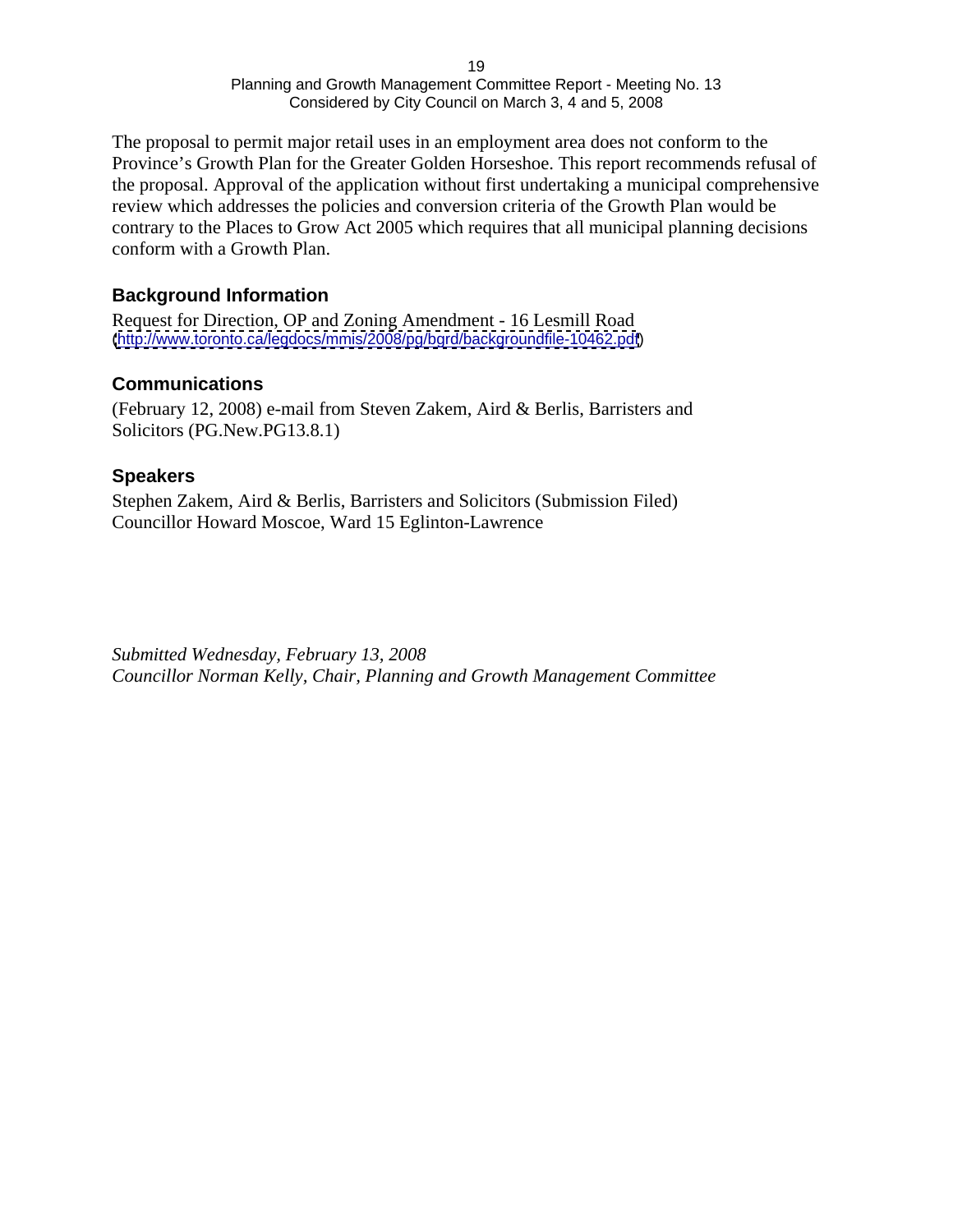The proposal to permit major retail uses in an employment area does not conform to the Province's Growth Plan for the Greater Golden Horseshoe. This report recommends refusal of the proposal. Approval of the application without first undertaking a municipal comprehensive review which addresses the policies and conversion criteria of the Growth Plan would be contrary to the Places to Grow Act 2005 which requires that all municipal planning decisions conform with a Growth Plan.

### Background Information

Request for Direction, OP and Zoning Amendment - 16 Lesmill Road
(http://www.toronto.ca/legdocs/mmis/2008/pg/bgrd/backgroundfile-10462.pdf)

### Communications

(February 12, 2008) e-mail from Steven Zakem, Aird & Berlis, Barristers and Solicitors (PG.New.PG13.8.1)

### Speakers

Stephen Zakem, Aird & Berlis, Barristers and Solicitors (Submission Filed)
Councillor Howard Moscoe, Ward 15 Eglinton-Lawrence

*Submitted Wednesday, February 13, 2008*
*Councillor Norman Kelly, Chair, Planning and Growth Management Committee*